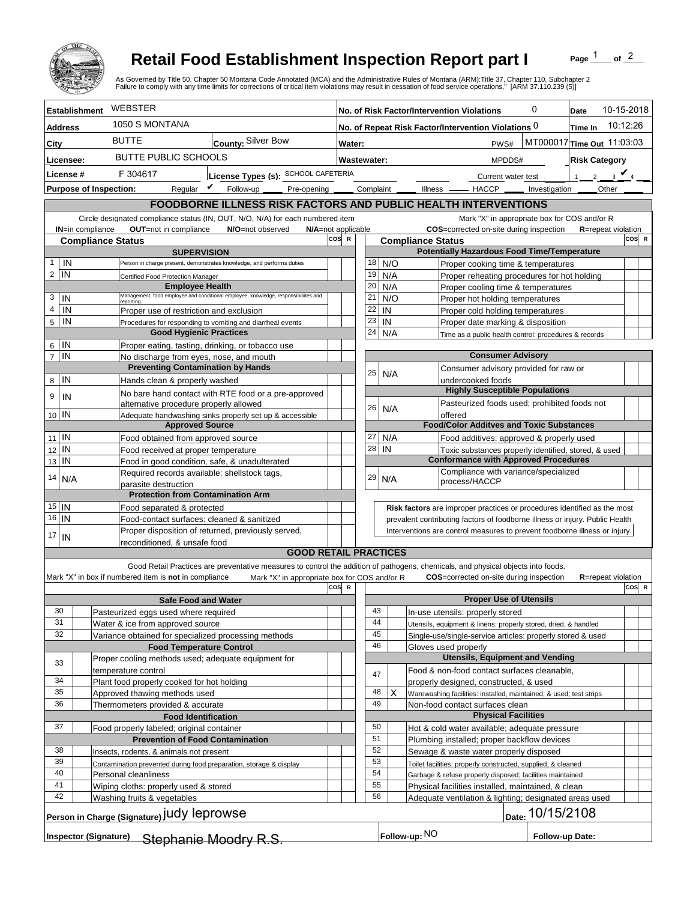# Retail Food Establishment Inspection Report part I

Page 1 of 2

As Governed by Title 50, Chapter 50 Montana Code Annotated (MCA) and the Administrative Rules of Montana (ARM):Title 37, Chapter 110, Subchapter 2
Failure to comply with any time limits for corrections of critical item violations may result in cessation of food service operations." [ARM 37.110.239 (5)]

| | | | |
|---|---|---|---|
| **Establishment** WEBSTER | | **No. of Risk Factor/Intervention Violations** 0 | **Date** 10-15-2018 |
| **Address** 1050 S MONTANA | | **No. of Repeat Risk Factor/Intervention Violations** 0 | **Time In** 10:12:26 |
| **City** BUTTE | **County:** Silver Bow | **Water:** PWS# MT000017 | **Time Out** 11:03:03 |
| **Licensee:** BUTTE PUBLIC SCHOOLS | | **Wastewater:** MPDDS# | **Risk Category** |
| **License #** F 304617 | **License Types (s):** SCHOOL CAFETERIA | Current water test | 1 __ 2 __ 3 ✔ 4 __ |

**Purpose of Inspection:** Regular ✔ Follow-up ____ Pre-opening ____ Complaint ____ Illness ____ HACCP ____ Investigation ____ Other ____

## FOODBORNE ILLNESS RISK FACTORS AND PUBLIC HEALTH INTERVENTIONS

Circle designated compliance status (IN, OUT, N/O, N/A) for each numbered item — **IN**=in compliance **OUT**=not in compliance **N/O**=not observed **N/A**=not applicable

Mark "X" in appropriate box for COS and/or R — **COS**=corrected on-site during inspection **R**=repeat violation

| # | Compliance Status | Item | COS | R |
|---|---|---|---|---|
| | | **SUPERVISION** | | |
| 1 | IN | Person in charge present, demonstrates knowledge, and performs duties | | |
| 2 | IN | Certified Food Protection Manager | | |
| | | **Employee Health** | | |
| 3 | IN | Management, food employee and conditional employee, knowledge, responsibilities and reporting. | | |
| 4 | IN | Proper use of restriction and exclusion | | |
| 5 | IN | Procedures for responding to vomiting and diarrheal events | | |
| | | **Good Hygienic Practices** | | |
| 6 | IN | Proper eating, tasting, drinking, or tobacco use | | |
| 7 | IN | No discharge from eyes, nose, and mouth | | |
| | | **Preventing Contamination by Hands** | | |
| 8 | IN | Hands clean & properly washed | | |
| 9 | IN | No bare hand contact with RTE food or a pre-approved alternative procedure properly allowed | | |
| 10 | IN | Adequate handwashing sinks properly set up & accessible | | |
| | | **Approved Source** | | |
| 11 | IN | Food obtained from approved source | | |
| 12 | IN | Food received at proper temperature | | |
| 13 | IN | Food in good condition, safe, & unadulterated | | |
| 14 | N/A | Required records available: shellstock tags, parasite destruction | | |
| | | **Protection from Contamination Arm** | | |
| 15 | IN | Food separated & protected | | |
| 16 | IN | Food-contact surfaces: cleaned & sanitized | | |
| 17 | IN | Proper disposition of returned, previously served, reconditioned, & unsafe food | | |
| | | **Potentially Hazardous Food Time/Temperature** | | |
| 18 | N/O | Proper cooking time & temperatures | | |
| 19 | N/A | Proper reheating procedures for hot holding | | |
| 20 | N/A | Proper cooling time & temperatures | | |
| 21 | N/O | Proper hot holding temperatures | | |
| 22 | IN | Proper cold holding temperatures | | |
| 23 | IN | Proper date marking & disposition | | |
| 24 | N/A | Time as a public health control: procedures & records | | |
| | | **Consumer Advisory** | | |
| 25 | N/A | Consumer advisory provided for raw or undercooked foods | | |
| | | **Highly Susceptible Populations** | | |
| 26 | N/A | Pasteurized foods used; prohibited foods not offered | | |
| | | **Food/Color Additves and Toxic Substances** | | |
| 27 | N/A | Food additives: approved & properly used | | |
| 28 | IN | Toxic substances properly identified, stored, & used | | |
| | | **Conformance with Approved Procedures** | | |
| 29 | N/A | Compliance with variance/specialized process/HACCP | | |

**Risk factors** are improper practices or procedures identified as the most prevalent contributing factors of foodborne illness or injury. Public Health Interventions are control measures to prevent foodborne illness or injury.

## GOOD RETAIL PRACTICES

Good Retail Practices are preventative measures to control the addition of pathogens, chemicals, and physical objects into foods.

Mark "X" in box if numbered item is **not** in compliance — Mark "X" in appropriate box for COS and/or R — **COS**=corrected on-site during inspection **R**=repeat violation

| # | X | Item | COS | R |
|---|---|---|---|---|
| | | **Safe Food and Water** | | |
| 30 | | Pasteurized eggs used where required | | |
| 31 | | Water & ice from approved source | | |
| 32 | | Variance obtained for specialized processing methods | | |
| | | **Food Temperature Control** | | |
| 33 | | Proper cooling methods used; adequate equipment for temperature control | | |
| 34 | | Plant food properly cooked for hot holding | | |
| 35 | | Approved thawing methods used | | |
| 36 | | Thermometers provided & accurate | | |
| | | **Food Identification** | | |
| 37 | | Food properly labeled; original container | | |
| | | **Prevention of Food Contamination** | | |
| 38 | | Insects, rodents, & animals not present | | |
| 39 | | Contamination prevented during food preparation, storage & display | | |
| 40 | | Personal cleanliness | | |
| 41 | | Wiping cloths: properly used & stored | | |
| 42 | | Washing fruits & vegetables | | |
| | | **Proper Use of Utensils** | | |
| 43 | | In-use utensils: properly stored | | |
| 44 | | Utensils, equipment & linens: properly stored, dried, & handled | | |
| 45 | | Single-use/single-service articles: properly stored & used | | |
| 46 | | Gloves used properly | | |
| | | **Utensils, Equipment and Vending** | | |
| 47 | | Food & non-food contact surfaces cleanable, properly designed, constructed, & used | | |
| 48 | X | Warewashing facilities: installed, maintained, & used; test strips | | |
| 49 | | Non-food contact surfaces clean | | |
| | | **Physical Facilities** | | |
| 50 | | Hot & cold water available; adequate pressure | | |
| 51 | | Plumbing installed; proper backflow devices | | |
| 52 | | Sewage & waste water properly disposed | | |
| 53 | | Toilet facilities: properly constructed, supplied, & cleaned | | |
| 54 | | Garbage & refuse properly disposed; facilities maintained | | |
| 55 | | Physical facilities installed, maintained, & clean | | |
| 56 | | Adequate ventilation & lighting; designated areas used | | |

**Person in Charge (Signature)** judy leprowse **Date:** 10/15/2108

**Inspector (Signature)** Stephanie Moodry R.S. **Follow-up:** NO **Follow-up Date:**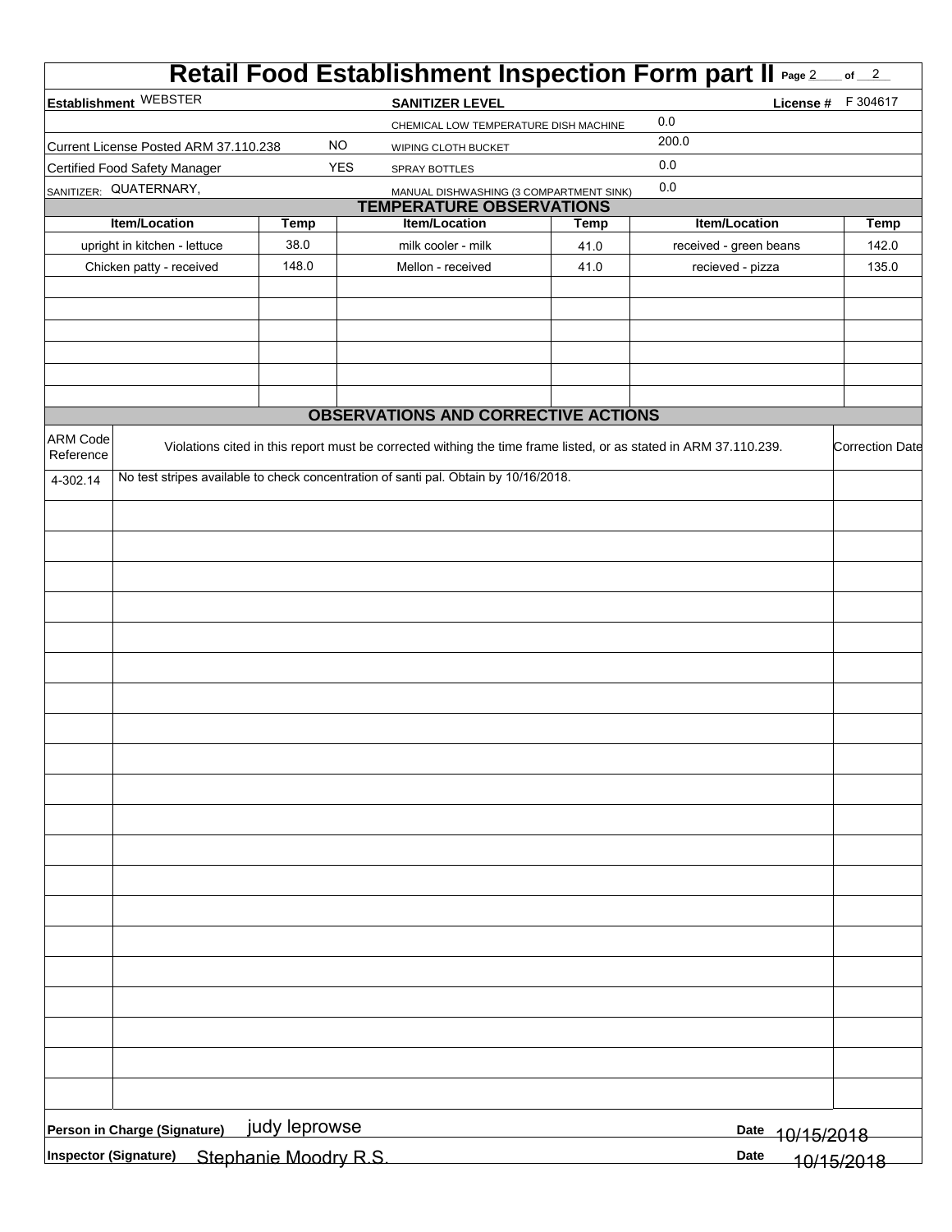# Retail Food Establishment Inspection Form part II

| | | | |
|---|---|---|---|
| **Establishment** WEBSTER | | **SANITIZER LEVEL** | **License #** F 304617 |
| | | CHEMICAL LOW TEMPERATURE DISH MACHINE | 0.0 |
| Current License Posted ARM 37.110.238 | NO | WIPING CLOTH BUCKET | 200.0 |
| Certified Food Safety Manager | YES | SPRAY BOTTLES | 0.0 |
| SANITIZER: QUATERNARY, | | MANUAL DISHWASHING (3 COMPARTMENT SINK) | 0.0 |

## TEMPERATURE OBSERVATIONS

| Item/Location | Temp | Item/Location | Temp | Item/Location | Temp |
|---|---|---|---|---|---|
| upright in kitchen - lettuce | 38.0 | milk cooler - milk | 41.0 | received - green beans | 142.0 |
| Chicken patty - received | 148.0 | Mellon - received | 41.0 | recieved - pizza | 135.0 |

## OBSERVATIONS AND CORRECTIVE ACTIONS

| ARM Code Reference | Violations cited in this report must be corrected withing the time frame listed, or as stated in ARM 37.110.239. | Correction Date |
|---|---|---|
| 4-302.14 | No test stripes available to check concentration of santi pal. Obtain by 10/16/2018. | |

**Person in Charge (Signature)** judy leprowse **Date** 10/15/2018

**Inspector (Signature)** Stephanie Moodry R.S. **Date** 10/15/2018